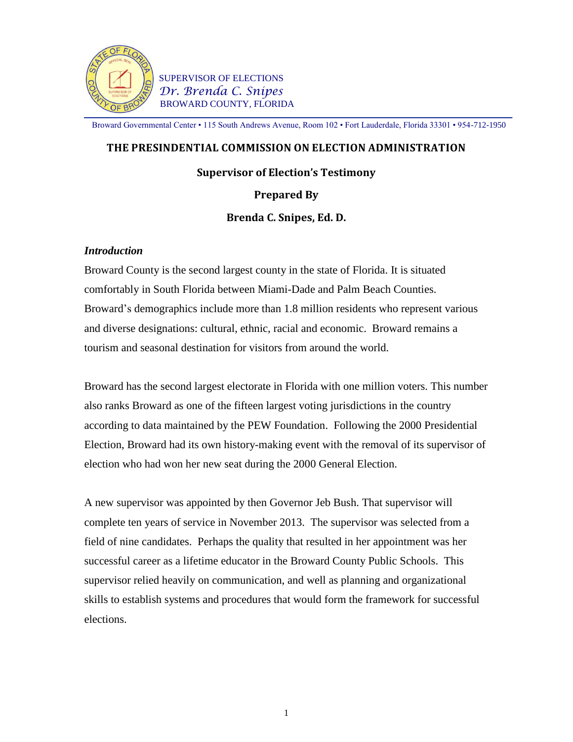SUPERVISOR OF ELECTIONS
*Dr. Brenda C. Snipes*
BROWARD COUNTY, FLORIDA

Broward Governmental Center • 115 South Andrews Avenue, Room 102 • Fort Lauderdale, Florida 33301 • 954-712-1950

# THE PRESINDENTIAL COMMISSION ON ELECTION ADMINISTRATION

## Supervisor of Election's Testimony

## Prepared By

## Brenda C. Snipes, Ed. D.

### *Introduction*

Broward County is the second largest county in the state of Florida. It is situated comfortably in South Florida between Miami-Dade and Palm Beach Counties. Broward's demographics include more than 1.8 million residents who represent various and diverse designations: cultural, ethnic, racial and economic. Broward remains a tourism and seasonal destination for visitors from around the world.

Broward has the second largest electorate in Florida with one million voters. This number also ranks Broward as one of the fifteen largest voting jurisdictions in the country according to data maintained by the PEW Foundation. Following the 2000 Presidential Election, Broward had its own history-making event with the removal of its supervisor of election who had won her new seat during the 2000 General Election.

A new supervisor was appointed by then Governor Jeb Bush. That supervisor will complete ten years of service in November 2013. The supervisor was selected from a field of nine candidates. Perhaps the quality that resulted in her appointment was her successful career as a lifetime educator in the Broward County Public Schools. This supervisor relied heavily on communication, and well as planning and organizational skills to establish systems and procedures that would form the framework for successful elections.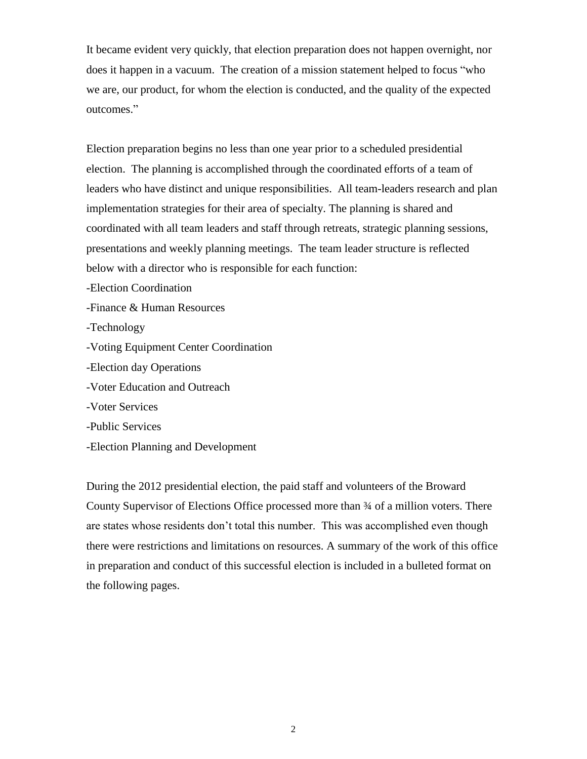It became evident very quickly, that election preparation does not happen overnight, nor does it happen in a vacuum. The creation of a mission statement helped to focus "who we are, our product, for whom the election is conducted, and the quality of the expected outcomes."

Election preparation begins no less than one year prior to a scheduled presidential election. The planning is accomplished through the coordinated efforts of a team of leaders who have distinct and unique responsibilities. All team-leaders research and plan implementation strategies for their area of specialty. The planning is shared and coordinated with all team leaders and staff through retreats, strategic planning sessions, presentations and weekly planning meetings. The team leader structure is reflected below with a director who is responsible for each function:

-Election Coordination
-Finance & Human Resources
-Technology
-Voting Equipment Center Coordination
-Election day Operations
-Voter Education and Outreach
-Voter Services
-Public Services
-Election Planning and Development

During the 2012 presidential election, the paid staff and volunteers of the Broward County Supervisor of Elections Office processed more than ¾ of a million voters. There are states whose residents don't total this number. This was accomplished even though there were restrictions and limitations on resources. A summary of the work of this office in preparation and conduct of this successful election is included in a bulleted format on the following pages.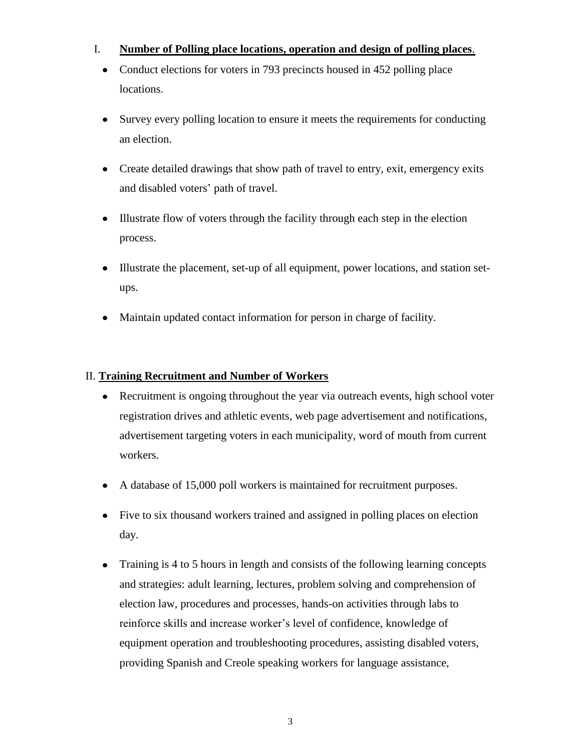I. **Number of Polling place locations, operation and design of polling places**.

- Conduct elections for voters in 793 precincts housed in 452 polling place locations.
- Survey every polling location to ensure it meets the requirements for conducting an election.
- Create detailed drawings that show path of travel to entry, exit, emergency exits and disabled voters' path of travel.
- Illustrate flow of voters through the facility through each step in the election process.
- Illustrate the placement, set-up of all equipment, power locations, and station set-ups.
- Maintain updated contact information for person in charge of facility.

II. **Training Recruitment and Number of Workers**

- Recruitment is ongoing throughout the year via outreach events, high school voter registration drives and athletic events, web page advertisement and notifications, advertisement targeting voters in each municipality, word of mouth from current workers.
- A database of 15,000 poll workers is maintained for recruitment purposes.
- Five to six thousand workers trained and assigned in polling places on election day.
- Training is 4 to 5 hours in length and consists of the following learning concepts and strategies: adult learning, lectures, problem solving and comprehension of election law, procedures and processes, hands-on activities through labs to reinforce skills and increase worker's level of confidence, knowledge of equipment operation and troubleshooting procedures, assisting disabled voters, providing Spanish and Creole speaking workers for language assistance,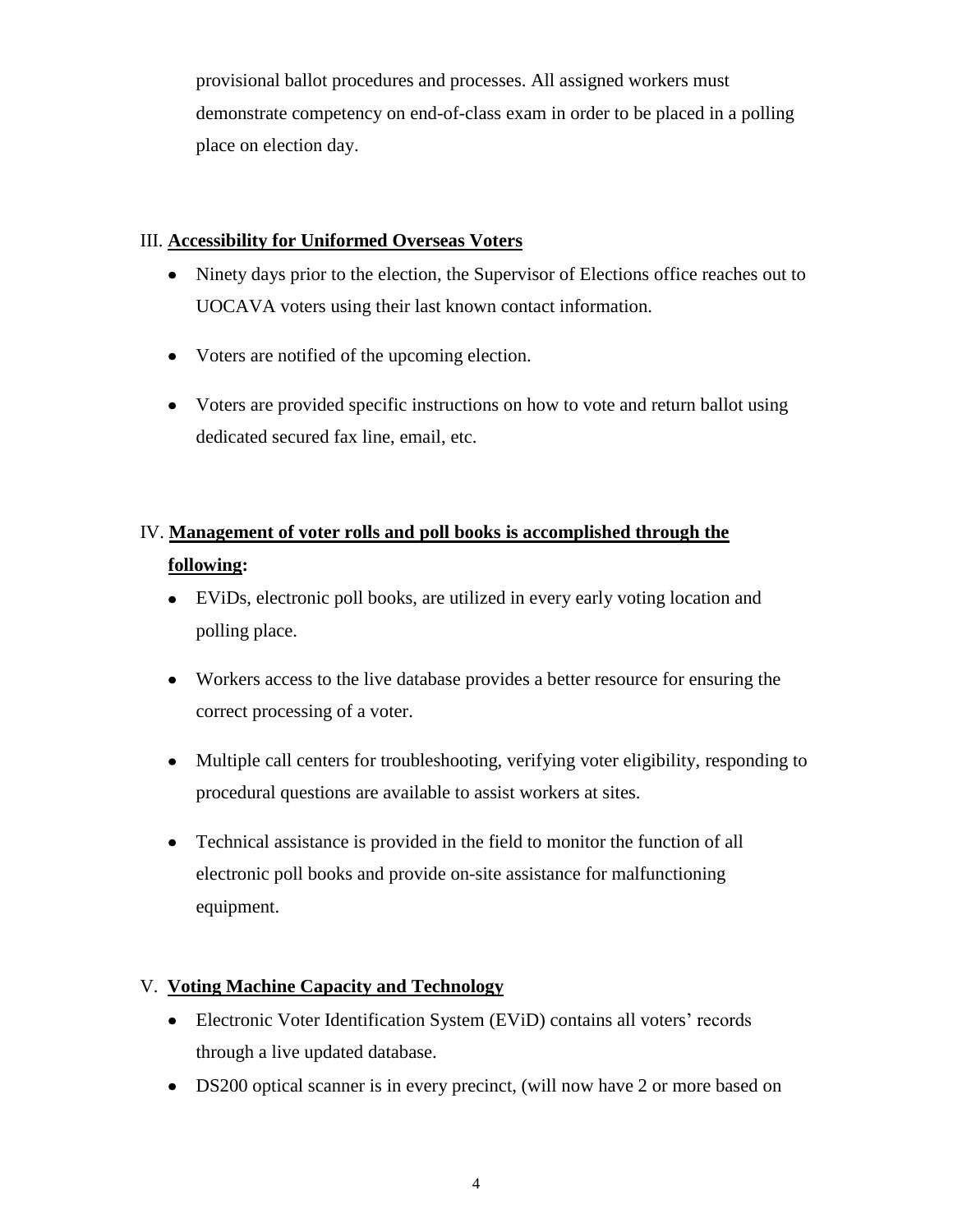provisional ballot procedures and processes. All assigned workers must demonstrate competency on end-of-class exam in order to be placed in a polling place on election day.

III. **Accessibility for Uniformed Overseas Voters**

- Ninety days prior to the election, the Supervisor of Elections office reaches out to UOCAVA voters using their last known contact information.
- Voters are notified of the upcoming election.
- Voters are provided specific instructions on how to vote and return ballot using dedicated secured fax line, email, etc.

IV. **Management of voter rolls and poll books is accomplished through the following:**

- EViDs, electronic poll books, are utilized in every early voting location and polling place.
- Workers access to the live database provides a better resource for ensuring the correct processing of a voter.
- Multiple call centers for troubleshooting, verifying voter eligibility, responding to procedural questions are available to assist workers at sites.
- Technical assistance is provided in the field to monitor the function of all electronic poll books and provide on-site assistance for malfunctioning equipment.

V. **Voting Machine Capacity and Technology**

- Electronic Voter Identification System (EViD) contains all voters' records through a live updated database.
- DS200 optical scanner is in every precinct, (will now have 2 or more based on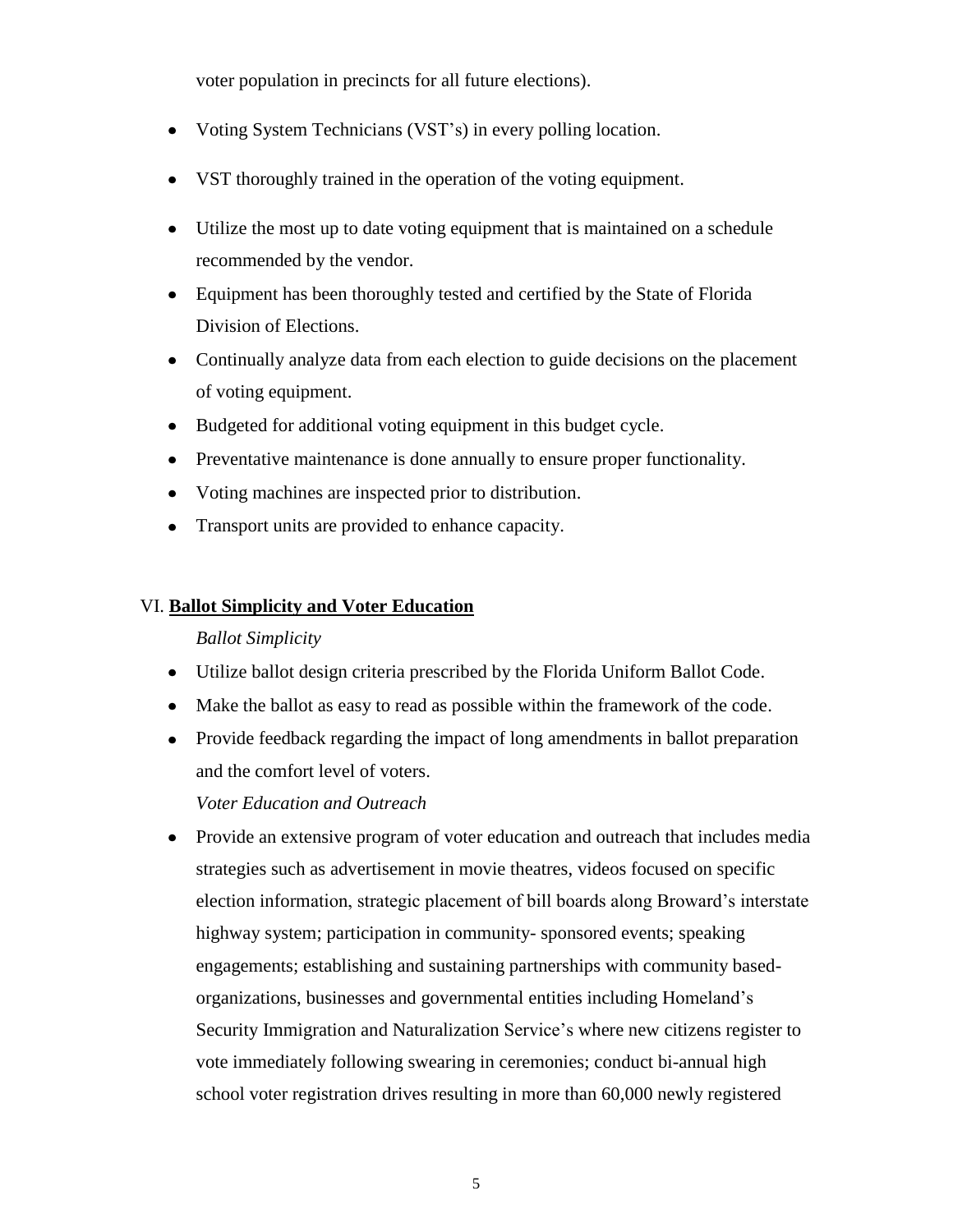voter population in precincts for all future elections).

- Voting System Technicians (VST's) in every polling location.
- VST thoroughly trained in the operation of the voting equipment.
- Utilize the most up to date voting equipment that is maintained on a schedule recommended by the vendor.
- Equipment has been thoroughly tested and certified by the State of Florida Division of Elections.
- Continually analyze data from each election to guide decisions on the placement of voting equipment.
- Budgeted for additional voting equipment in this budget cycle.
- Preventative maintenance is done annually to ensure proper functionality.
- Voting machines are inspected prior to distribution.
- Transport units are provided to enhance capacity.

## VI. **Ballot Simplicity and Voter Education**

*Ballot Simplicity*

- Utilize ballot design criteria prescribed by the Florida Uniform Ballot Code.
- Make the ballot as easy to read as possible within the framework of the code.
- Provide feedback regarding the impact of long amendments in ballot preparation and the comfort level of voters.

*Voter Education and Outreach*

- Provide an extensive program of voter education and outreach that includes media strategies such as advertisement in movie theatres, videos focused on specific election information, strategic placement of bill boards along Broward's interstate highway system; participation in community- sponsored events; speaking engagements; establishing and sustaining partnerships with community based-organizations, businesses and governmental entities including Homeland's Security Immigration and Naturalization Service's where new citizens register to vote immediately following swearing in ceremonies; conduct bi-annual high school voter registration drives resulting in more than 60,000 newly registered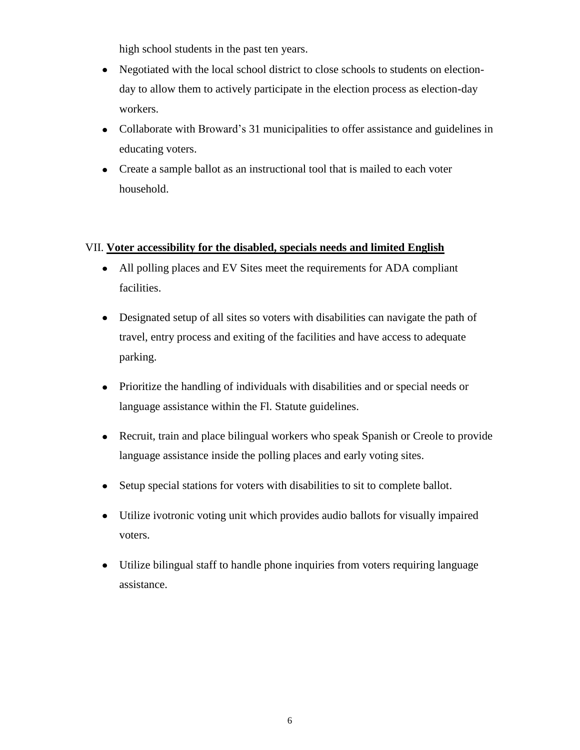high school students in the past ten years.

- Negotiated with the local school district to close schools to students on election-day to allow them to actively participate in the election process as election-day workers.
- Collaborate with Broward's 31 municipalities to offer assistance and guidelines in educating voters.
- Create a sample ballot as an instructional tool that is mailed to each voter household.

VII. **<u>Voter accessibility for the disabled, specials needs and limited English</u>**

- All polling places and EV Sites meet the requirements for ADA compliant facilities.
- Designated setup of all sites so voters with disabilities can navigate the path of travel, entry process and exiting of the facilities and have access to adequate parking.
- Prioritize the handling of individuals with disabilities and or special needs or language assistance within the Fl. Statute guidelines.
- Recruit, train and place bilingual workers who speak Spanish or Creole to provide language assistance inside the polling places and early voting sites.
- Setup special stations for voters with disabilities to sit to complete ballot.
- Utilize ivotronic voting unit which provides audio ballots for visually impaired voters.
- Utilize bilingual staff to handle phone inquiries from voters requiring language assistance.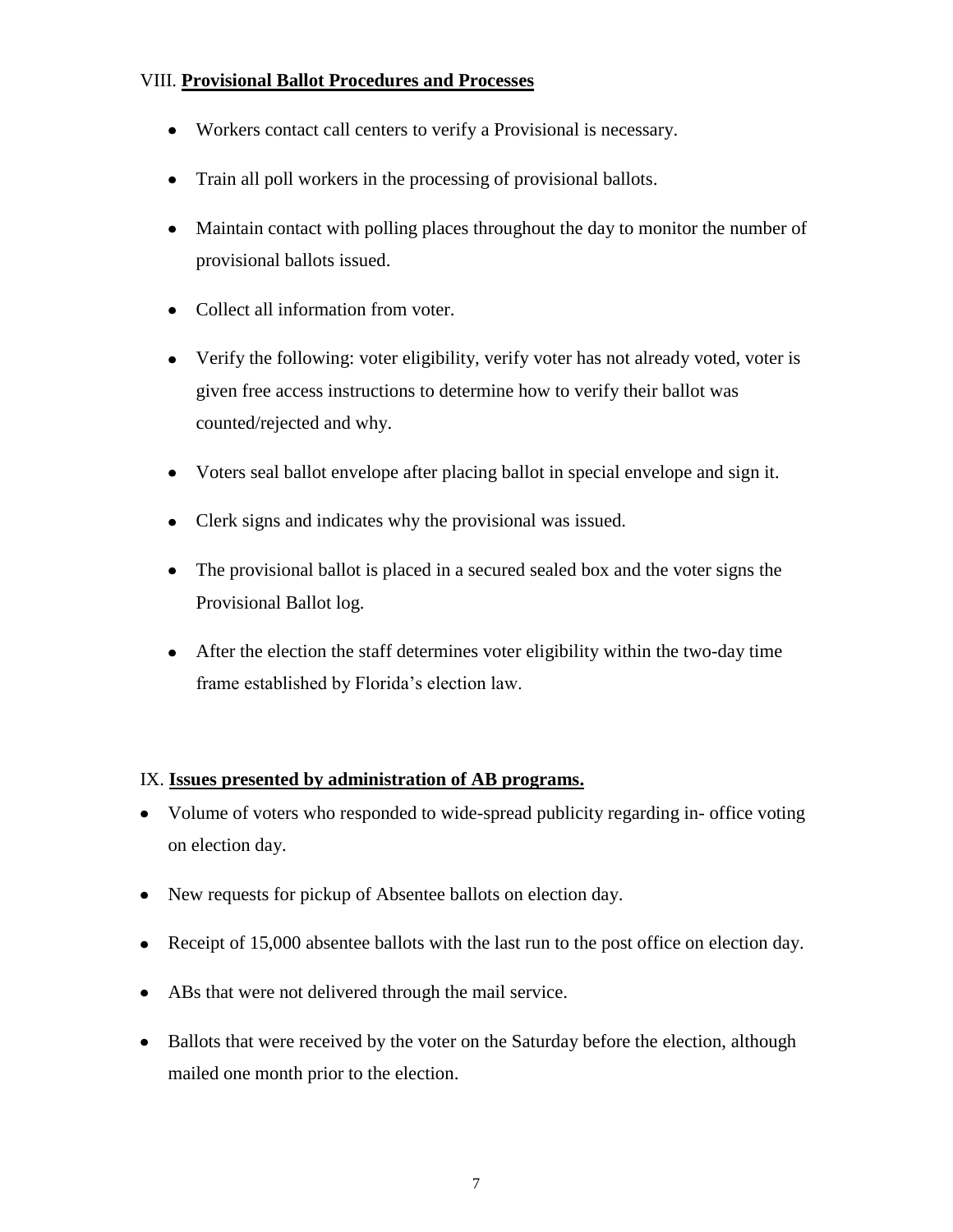## VIII. **Provisional Ballot Procedures and Processes**

- Workers contact call centers to verify a Provisional is necessary.
- Train all poll workers in the processing of provisional ballots.
- Maintain contact with polling places throughout the day to monitor the number of provisional ballots issued.
- Collect all information from voter.
- Verify the following: voter eligibility, verify voter has not already voted, voter is given free access instructions to determine how to verify their ballot was counted/rejected and why.
- Voters seal ballot envelope after placing ballot in special envelope and sign it.
- Clerk signs and indicates why the provisional was issued.
- The provisional ballot is placed in a secured sealed box and the voter signs the Provisional Ballot log.
- After the election the staff determines voter eligibility within the two-day time frame established by Florida's election law.

## IX. **Issues presented by administration of AB programs.**

- Volume of voters who responded to wide-spread publicity regarding in- office voting on election day.
- New requests for pickup of Absentee ballots on election day.
- Receipt of 15,000 absentee ballots with the last run to the post office on election day.
- ABs that were not delivered through the mail service.
- Ballots that were received by the voter on the Saturday before the election, although mailed one month prior to the election.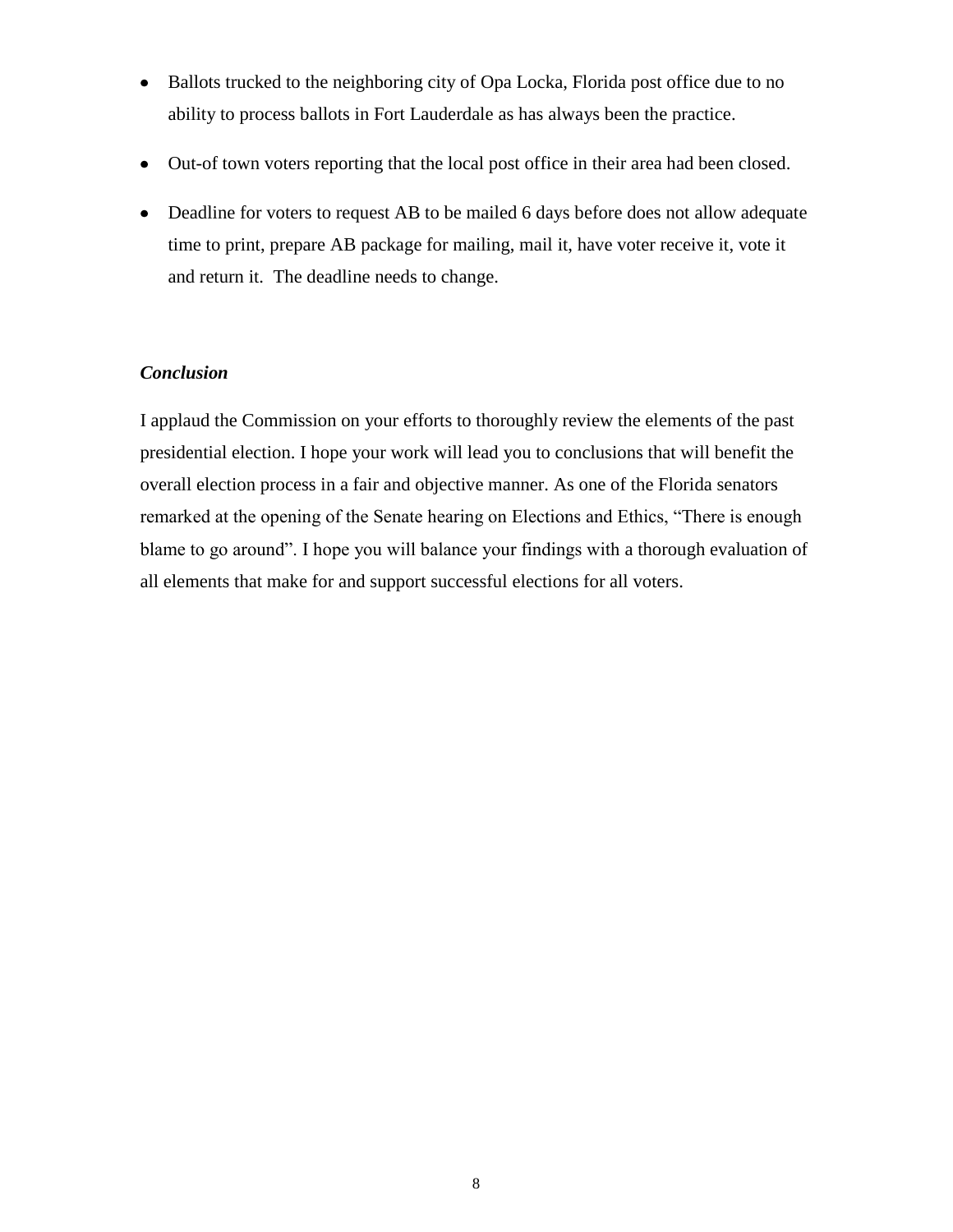- Ballots trucked to the neighboring city of Opa Locka, Florida post office due to no ability to process ballots in Fort Lauderdale as has always been the practice.
- Out-of town voters reporting that the local post office in their area had been closed.
- Deadline for voters to request AB to be mailed 6 days before does not allow adequate time to print, prepare AB package for mailing, mail it, have voter receive it, vote it and return it. The deadline needs to change.

***Conclusion***

I applaud the Commission on your efforts to thoroughly review the elements of the past presidential election. I hope your work will lead you to conclusions that will benefit the overall election process in a fair and objective manner. As one of the Florida senators remarked at the opening of the Senate hearing on Elections and Ethics, "There is enough blame to go around". I hope you will balance your findings with a thorough evaluation of all elements that make for and support successful elections for all voters.